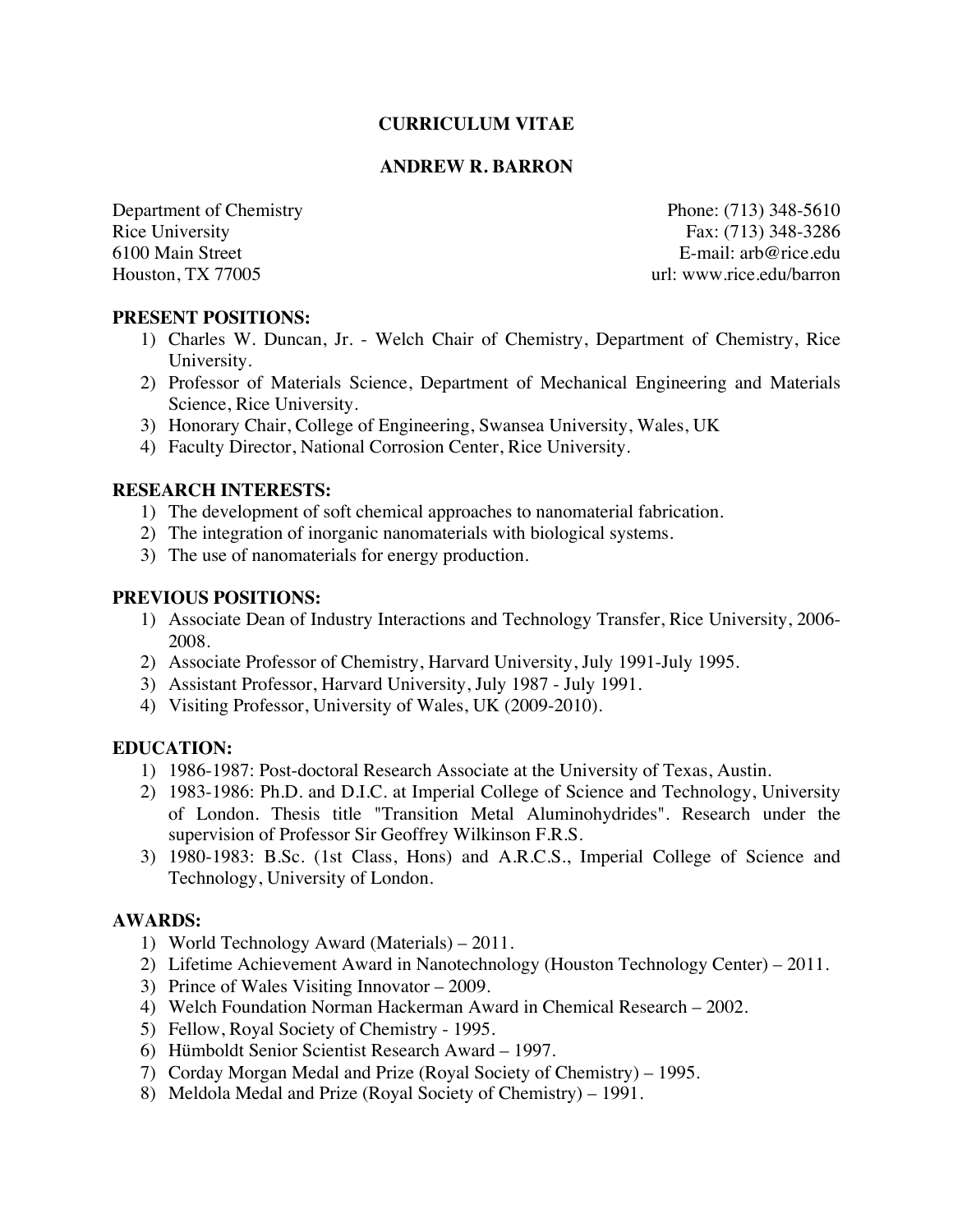# CURRICULUM VITAE

## ANDREW R. BARRON

Department of Chemistry
Rice University
6100 Main Street
Houston, TX 77005

Phone: (713) 348-5610
Fax: (713) 348-3286
E-mail: arb@rice.edu
url: www.rice.edu/barron

### PRESENT POSITIONS:

1) Charles W. Duncan, Jr. - Welch Chair of Chemistry, Department of Chemistry, Rice University.
2) Professor of Materials Science, Department of Mechanical Engineering and Materials Science, Rice University.
3) Honorary Chair, College of Engineering, Swansea University, Wales, UK
4) Faculty Director, National Corrosion Center, Rice University.

### RESEARCH INTERESTS:

1) The development of soft chemical approaches to nanomaterial fabrication.
2) The integration of inorganic nanomaterials with biological systems.
3) The use of nanomaterials for energy production.

### PREVIOUS POSITIONS:

1) Associate Dean of Industry Interactions and Technology Transfer, Rice University, 2006-2008.
2) Associate Professor of Chemistry, Harvard University, July 1991-July 1995.
3) Assistant Professor, Harvard University, July 1987 - July 1991.
4) Visiting Professor, University of Wales, UK (2009-2010).

### EDUCATION:

1) 1986-1987: Post-doctoral Research Associate at the University of Texas, Austin.
2) 1983-1986: Ph.D. and D.I.C. at Imperial College of Science and Technology, University of London. Thesis title "Transition Metal Aluminohydrides". Research under the supervision of Professor Sir Geoffrey Wilkinson F.R.S.
3) 1980-1983: B.Sc. (1st Class, Hons) and A.R.C.S., Imperial College of Science and Technology, University of London.

### AWARDS:

1) World Technology Award (Materials) – 2011.
2) Lifetime Achievement Award in Nanotechnology (Houston Technology Center) – 2011.
3) Prince of Wales Visiting Innovator – 2009.
4) Welch Foundation Norman Hackerman Award in Chemical Research – 2002.
5) Fellow, Royal Society of Chemistry - 1995.
6) Hümboldt Senior Scientist Research Award – 1997.
7) Corday Morgan Medal and Prize (Royal Society of Chemistry) – 1995.
8) Meldola Medal and Prize (Royal Society of Chemistry) – 1991.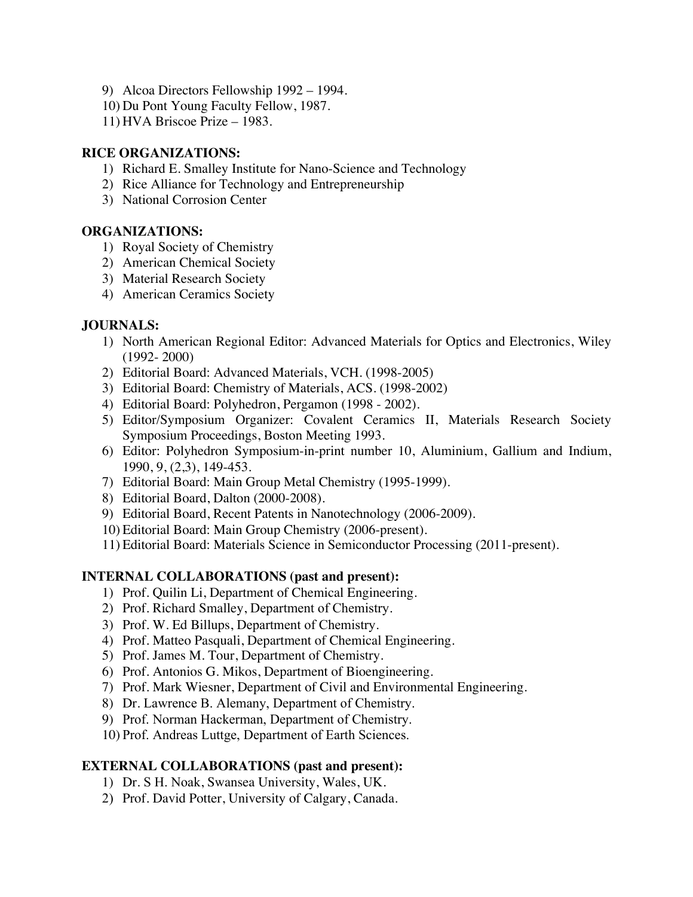9) Alcoa Directors Fellowship 1992 – 1994.
10) Du Pont Young Faculty Fellow, 1987.
11) HVA Briscoe Prize – 1983.

**RICE ORGANIZATIONS:**

1) Richard E. Smalley Institute for Nano-Science and Technology
2) Rice Alliance for Technology and Entrepreneurship
3) National Corrosion Center

**ORGANIZATIONS:**

1) Royal Society of Chemistry
2) American Chemical Society
3) Material Research Society
4) American Ceramics Society

**JOURNALS:**

1) North American Regional Editor: Advanced Materials for Optics and Electronics, Wiley (1992- 2000)
2) Editorial Board: Advanced Materials, VCH. (1998-2005)
3) Editorial Board: Chemistry of Materials, ACS. (1998-2002)
4) Editorial Board: Polyhedron, Pergamon (1998 - 2002).
5) Editor/Symposium Organizer: Covalent Ceramics II, Materials Research Society Symposium Proceedings, Boston Meeting 1993.
6) Editor: Polyhedron Symposium-in-print number 10, Aluminium, Gallium and Indium, 1990, 9, (2,3), 149-453.
7) Editorial Board: Main Group Metal Chemistry (1995-1999).
8) Editorial Board, Dalton (2000-2008).
9) Editorial Board, Recent Patents in Nanotechnology (2006-2009).
10) Editorial Board: Main Group Chemistry (2006-present).
11) Editorial Board: Materials Science in Semiconductor Processing (2011-present).

**INTERNAL COLLABORATIONS (past and present):**

1) Prof. Quilin Li, Department of Chemical Engineering.
2) Prof. Richard Smalley, Department of Chemistry.
3) Prof. W. Ed Billups, Department of Chemistry.
4) Prof. Matteo Pasquali, Department of Chemical Engineering.
5) Prof. James M. Tour, Department of Chemistry.
6) Prof. Antonios G. Mikos, Department of Bioengineering.
7) Prof. Mark Wiesner, Department of Civil and Environmental Engineering.
8) Dr. Lawrence B. Alemany, Department of Chemistry.
9) Prof. Norman Hackerman, Department of Chemistry.
10) Prof. Andreas Luttge, Department of Earth Sciences.

**EXTERNAL COLLABORATIONS (past and present):**

1) Dr. S H. Noak, Swansea University, Wales, UK.
2) Prof. David Potter, University of Calgary, Canada.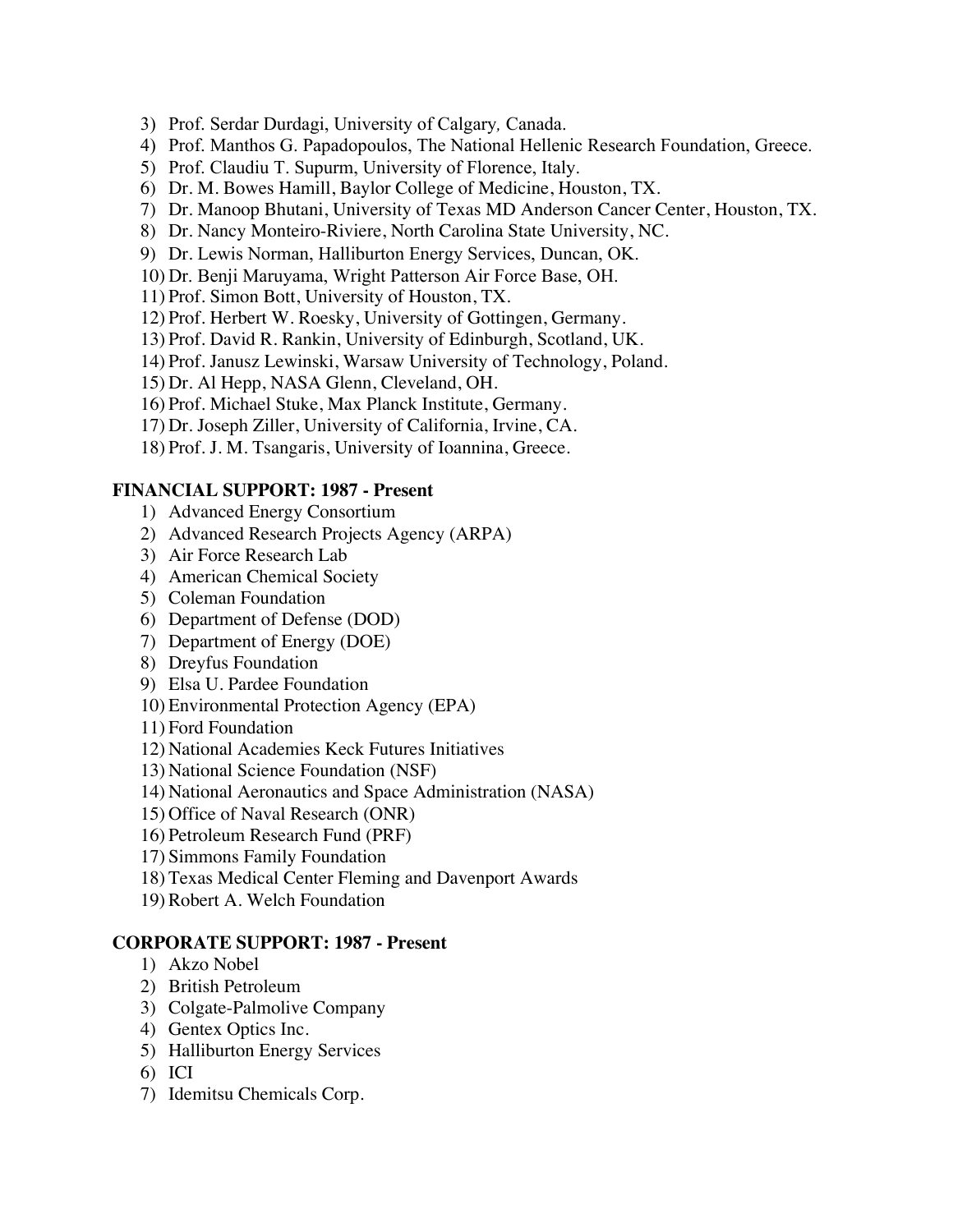3) Prof. Serdar Durdagi, University of Calgary*,* Canada.
4) Prof. Manthos G. Papadopoulos, The National Hellenic Research Foundation, Greece.
5) Prof. Claudiu T. Supurm, University of Florence, Italy.
6) Dr. M. Bowes Hamill, Baylor College of Medicine, Houston, TX.
7) Dr. Manoop Bhutani, University of Texas MD Anderson Cancer Center, Houston, TX.
8) Dr. Nancy Monteiro-Riviere, North Carolina State University, NC.
9) Dr. Lewis Norman, Halliburton Energy Services, Duncan, OK.
10) Dr. Benji Maruyama, Wright Patterson Air Force Base, OH.
11) Prof. Simon Bott, University of Houston, TX.
12) Prof. Herbert W. Roesky, University of Gottingen, Germany.
13) Prof. David R. Rankin, University of Edinburgh, Scotland, UK.
14) Prof. Janusz Lewinski, Warsaw University of Technology, Poland.
15) Dr. Al Hepp, NASA Glenn, Cleveland, OH.
16) Prof. Michael Stuke, Max Planck Institute, Germany.
17) Dr. Joseph Ziller, University of California, Irvine, CA.
18) Prof. J. M. Tsangaris, University of Ioannina, Greece.

**FINANCIAL SUPPORT: 1987 - Present**

1) Advanced Energy Consortium
2) Advanced Research Projects Agency (ARPA)
3) Air Force Research Lab
4) American Chemical Society
5) Coleman Foundation
6) Department of Defense (DOD)
7) Department of Energy (DOE)
8) Dreyfus Foundation
9) Elsa U. Pardee Foundation
10) Environmental Protection Agency (EPA)
11) Ford Foundation
12) National Academies Keck Futures Initiatives
13) National Science Foundation (NSF)
14) National Aeronautics and Space Administration (NASA)
15) Office of Naval Research (ONR)
16) Petroleum Research Fund (PRF)
17) Simmons Family Foundation
18) Texas Medical Center Fleming and Davenport Awards
19) Robert A. Welch Foundation

**CORPORATE SUPPORT: 1987 - Present**

1) Akzo Nobel
2) British Petroleum
3) Colgate-Palmolive Company
4) Gentex Optics Inc.
5) Halliburton Energy Services
6) ICI
7) Idemitsu Chemicals Corp.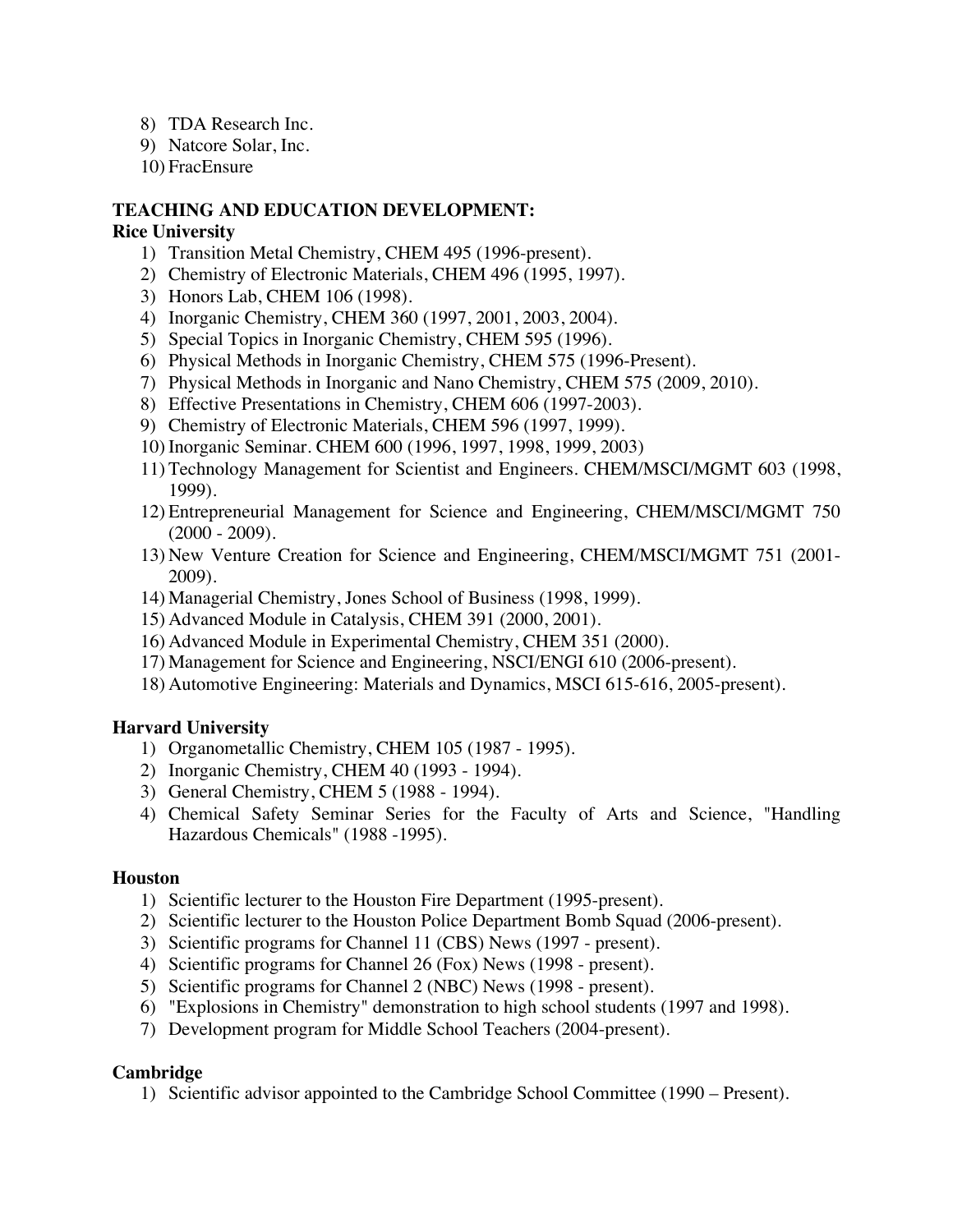8) TDA Research Inc.
9) Natcore Solar, Inc.
10) FracEnsure

## TEACHING AND EDUCATION DEVELOPMENT:

### Rice University

1) Transition Metal Chemistry, CHEM 495 (1996-present).
2) Chemistry of Electronic Materials, CHEM 496 (1995, 1997).
3) Honors Lab, CHEM 106 (1998).
4) Inorganic Chemistry, CHEM 360 (1997, 2001, 2003, 2004).
5) Special Topics in Inorganic Chemistry, CHEM 595 (1996).
6) Physical Methods in Inorganic Chemistry, CHEM 575 (1996-Present).
7) Physical Methods in Inorganic and Nano Chemistry, CHEM 575 (2009, 2010).
8) Effective Presentations in Chemistry, CHEM 606 (1997-2003).
9) Chemistry of Electronic Materials, CHEM 596 (1997, 1999).
10) Inorganic Seminar. CHEM 600 (1996, 1997, 1998, 1999, 2003)
11) Technology Management for Scientist and Engineers. CHEM/MSCI/MGMT 603 (1998, 1999).
12) Entrepreneurial Management for Science and Engineering, CHEM/MSCI/MGMT 750 (2000 - 2009).
13) New Venture Creation for Science and Engineering, CHEM/MSCI/MGMT 751 (2001-2009).
14) Managerial Chemistry, Jones School of Business (1998, 1999).
15) Advanced Module in Catalysis, CHEM 391 (2000, 2001).
16) Advanced Module in Experimental Chemistry, CHEM 351 (2000).
17) Management for Science and Engineering, NSCI/ENGI 610 (2006-present).
18) Automotive Engineering: Materials and Dynamics, MSCI 615-616, 2005-present).

### Harvard University

1) Organometallic Chemistry, CHEM 105 (1987 - 1995).
2) Inorganic Chemistry, CHEM 40 (1993 - 1994).
3) General Chemistry, CHEM 5 (1988 - 1994).
4) Chemical Safety Seminar Series for the Faculty of Arts and Science, "Handling Hazardous Chemicals" (1988 -1995).

### Houston

1) Scientific lecturer to the Houston Fire Department (1995-present).
2) Scientific lecturer to the Houston Police Department Bomb Squad (2006-present).
3) Scientific programs for Channel 11 (CBS) News (1997 - present).
4) Scientific programs for Channel 26 (Fox) News (1998 - present).
5) Scientific programs for Channel 2 (NBC) News (1998 - present).
6) "Explosions in Chemistry" demonstration to high school students (1997 and 1998).
7) Development program for Middle School Teachers (2004-present).

### Cambridge

1) Scientific advisor appointed to the Cambridge School Committee (1990 – Present).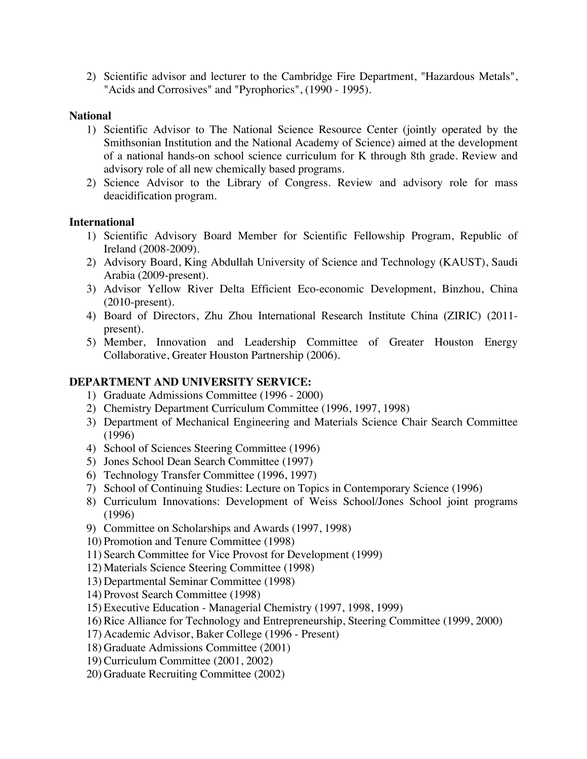2) Scientific advisor and lecturer to the Cambridge Fire Department, "Hazardous Metals", "Acids and Corrosives" and "Pyrophorics", (1990 - 1995).

**National**

1) Scientific Advisor to The National Science Resource Center (jointly operated by the Smithsonian Institution and the National Academy of Science) aimed at the development of a national hands-on school science curriculum for K through 8th grade. Review and advisory role of all new chemically based programs.
2) Science Advisor to the Library of Congress. Review and advisory role for mass deacidification program.

**International**

1) Scientific Advisory Board Member for Scientific Fellowship Program, Republic of Ireland (2008-2009).
2) Advisory Board, King Abdullah University of Science and Technology (KAUST), Saudi Arabia (2009-present).
3) Advisor Yellow River Delta Efficient Eco-economic Development, Binzhou, China (2010-present).
4) Board of Directors, Zhu Zhou International Research Institute China (ZIRIC) (2011-present).
5) Member, Innovation and Leadership Committee of Greater Houston Energy Collaborative, Greater Houston Partnership (2006).

**DEPARTMENT AND UNIVERSITY SERVICE:**

1) Graduate Admissions Committee (1996 - 2000)
2) Chemistry Department Curriculum Committee (1996, 1997, 1998)
3) Department of Mechanical Engineering and Materials Science Chair Search Committee (1996)
4) School of Sciences Steering Committee (1996)
5) Jones School Dean Search Committee (1997)
6) Technology Transfer Committee (1996, 1997)
7) School of Continuing Studies: Lecture on Topics in Contemporary Science (1996)
8) Curriculum Innovations: Development of Weiss School/Jones School joint programs (1996)
9) Committee on Scholarships and Awards (1997, 1998)
10) Promotion and Tenure Committee (1998)
11) Search Committee for Vice Provost for Development (1999)
12) Materials Science Steering Committee (1998)
13) Departmental Seminar Committee (1998)
14) Provost Search Committee (1998)
15) Executive Education - Managerial Chemistry (1997, 1998, 1999)
16) Rice Alliance for Technology and Entrepreneurship, Steering Committee (1999, 2000)
17) Academic Advisor, Baker College (1996 - Present)
18) Graduate Admissions Committee (2001)
19) Curriculum Committee (2001, 2002)
20) Graduate Recruiting Committee (2002)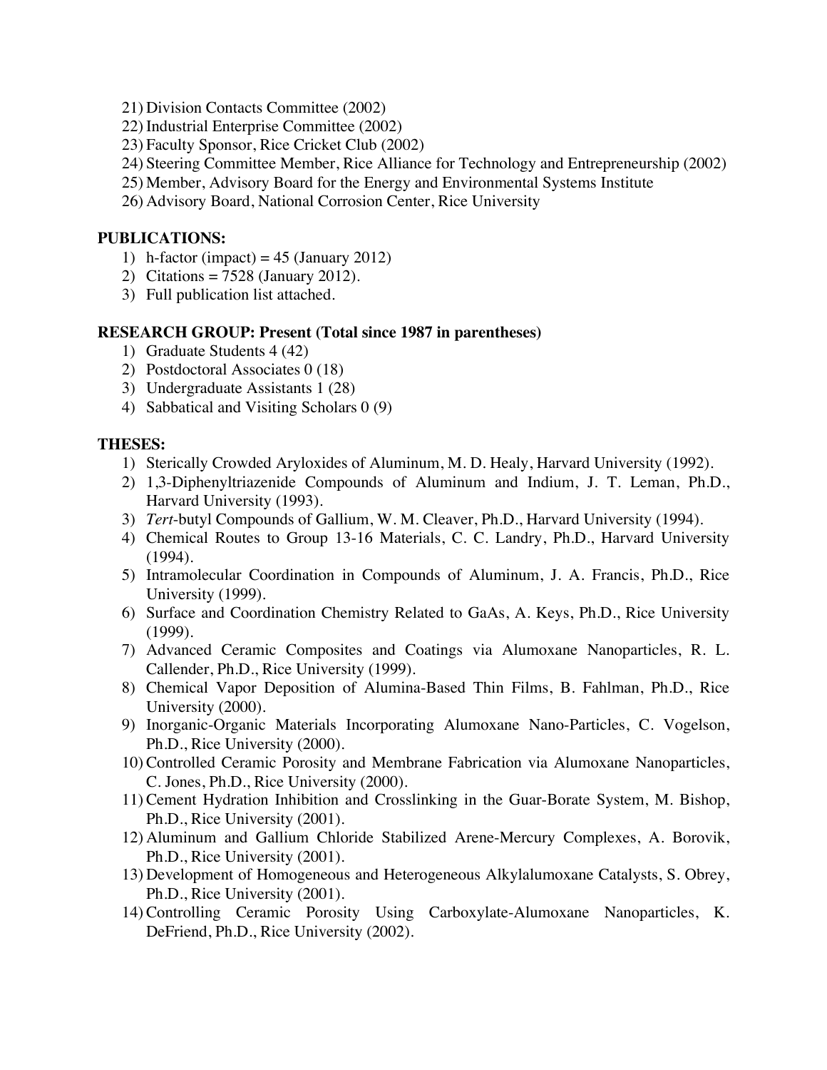21) Division Contacts Committee (2002)
22) Industrial Enterprise Committee (2002)
23) Faculty Sponsor, Rice Cricket Club (2002)
24) Steering Committee Member, Rice Alliance for Technology and Entrepreneurship (2002)
25) Member, Advisory Board for the Energy and Environmental Systems Institute
26) Advisory Board, National Corrosion Center, Rice University

**PUBLICATIONS:**

1) h-factor (impact) = 45 (January 2012)
2) Citations = 7528 (January 2012).
3) Full publication list attached.

**RESEARCH GROUP: Present (Total since 1987 in parentheses)**

1) Graduate Students 4 (42)
2) Postdoctoral Associates 0 (18)
3) Undergraduate Assistants 1 (28)
4) Sabbatical and Visiting Scholars 0 (9)

**THESES:**

1) Sterically Crowded Aryloxides of Aluminum, M. D. Healy, Harvard University (1992).
2) 1,3-Diphenyltriazenide Compounds of Aluminum and Indium, J. T. Leman, Ph.D., Harvard University (1993).
3) *Tert*-butyl Compounds of Gallium, W. M. Cleaver, Ph.D., Harvard University (1994).
4) Chemical Routes to Group 13-16 Materials, C. C. Landry, Ph.D., Harvard University (1994).
5) Intramolecular Coordination in Compounds of Aluminum, J. A. Francis, Ph.D., Rice University (1999).
6) Surface and Coordination Chemistry Related to GaAs, A. Keys, Ph.D., Rice University (1999).
7) Advanced Ceramic Composites and Coatings via Alumoxane Nanoparticles, R. L. Callender, Ph.D., Rice University (1999).
8) Chemical Vapor Deposition of Alumina-Based Thin Films, B. Fahlman, Ph.D., Rice University (2000).
9) Inorganic-Organic Materials Incorporating Alumoxane Nano-Particles, C. Vogelson, Ph.D., Rice University (2000).
10) Controlled Ceramic Porosity and Membrane Fabrication via Alumoxane Nanoparticles, C. Jones, Ph.D., Rice University (2000).
11) Cement Hydration Inhibition and Crosslinking in the Guar-Borate System, M. Bishop, Ph.D., Rice University (2001).
12) Aluminum and Gallium Chloride Stabilized Arene-Mercury Complexes, A. Borovik, Ph.D., Rice University (2001).
13) Development of Homogeneous and Heterogeneous Alkylalumoxane Catalysts, S. Obrey, Ph.D., Rice University (2001).
14) Controlling Ceramic Porosity Using Carboxylate-Alumoxane Nanoparticles, K. DeFriend, Ph.D., Rice University (2002).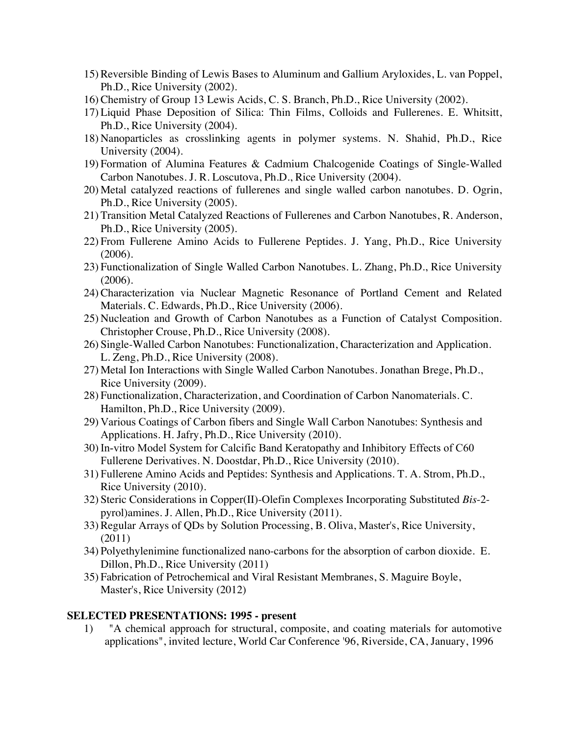15) Reversible Binding of Lewis Bases to Aluminum and Gallium Aryloxides, L. van Poppel, Ph.D., Rice University (2002).
16) Chemistry of Group 13 Lewis Acids, C. S. Branch, Ph.D., Rice University (2002).
17) Liquid Phase Deposition of Silica: Thin Films, Colloids and Fullerenes. E. Whitsitt, Ph.D., Rice University (2004).
18) Nanoparticles as crosslinking agents in polymer systems. N. Shahid, Ph.D., Rice University (2004).
19) Formation of Alumina Features & Cadmium Chalcogenide Coatings of Single-Walled Carbon Nanotubes. J. R. Loscutova, Ph.D., Rice University (2004).
20) Metal catalyzed reactions of fullerenes and single walled carbon nanotubes. D. Ogrin, Ph.D., Rice University (2005).
21) Transition Metal Catalyzed Reactions of Fullerenes and Carbon Nanotubes, R. Anderson, Ph.D., Rice University (2005).
22) From Fullerene Amino Acids to Fullerene Peptides. J. Yang, Ph.D., Rice University (2006).
23) Functionalization of Single Walled Carbon Nanotubes. L. Zhang, Ph.D., Rice University (2006).
24) Characterization via Nuclear Magnetic Resonance of Portland Cement and Related Materials. C. Edwards, Ph.D., Rice University (2006).
25) Nucleation and Growth of Carbon Nanotubes as a Function of Catalyst Composition. Christopher Crouse, Ph.D., Rice University (2008).
26) Single-Walled Carbon Nanotubes: Functionalization, Characterization and Application. L. Zeng, Ph.D., Rice University (2008).
27) Metal Ion Interactions with Single Walled Carbon Nanotubes. Jonathan Brege, Ph.D., Rice University (2009).
28) Functionalization, Characterization, and Coordination of Carbon Nanomaterials. C. Hamilton, Ph.D., Rice University (2009).
29) Various Coatings of Carbon fibers and Single Wall Carbon Nanotubes: Synthesis and Applications. H. Jafry, Ph.D., Rice University (2010).
30) In-vitro Model System for Calcific Band Keratopathy and Inhibitory Effects of C60 Fullerene Derivatives. N. Doostdar, Ph.D., Rice University (2010).
31) Fullerene Amino Acids and Peptides: Synthesis and Applications. T. A. Strom, Ph.D., Rice University (2010).
32) Steric Considerations in Copper(II)-Olefin Complexes Incorporating Substituted *Bis*-2-pyrol)amines. J. Allen, Ph.D., Rice University (2011).
33) Regular Arrays of QDs by Solution Processing, B. Oliva, Master's, Rice University, (2011)
34) Polyethylenimine functionalized nano-carbons for the absorption of carbon dioxide. E. Dillon, Ph.D., Rice University (2011)
35) Fabrication of Petrochemical and Viral Resistant Membranes, S. Maguire Boyle, Master's, Rice University (2012)

## SELECTED PRESENTATIONS: 1995 - present

1) "A chemical approach for structural, composite, and coating materials for automotive applications", invited lecture, World Car Conference '96, Riverside, CA, January, 1996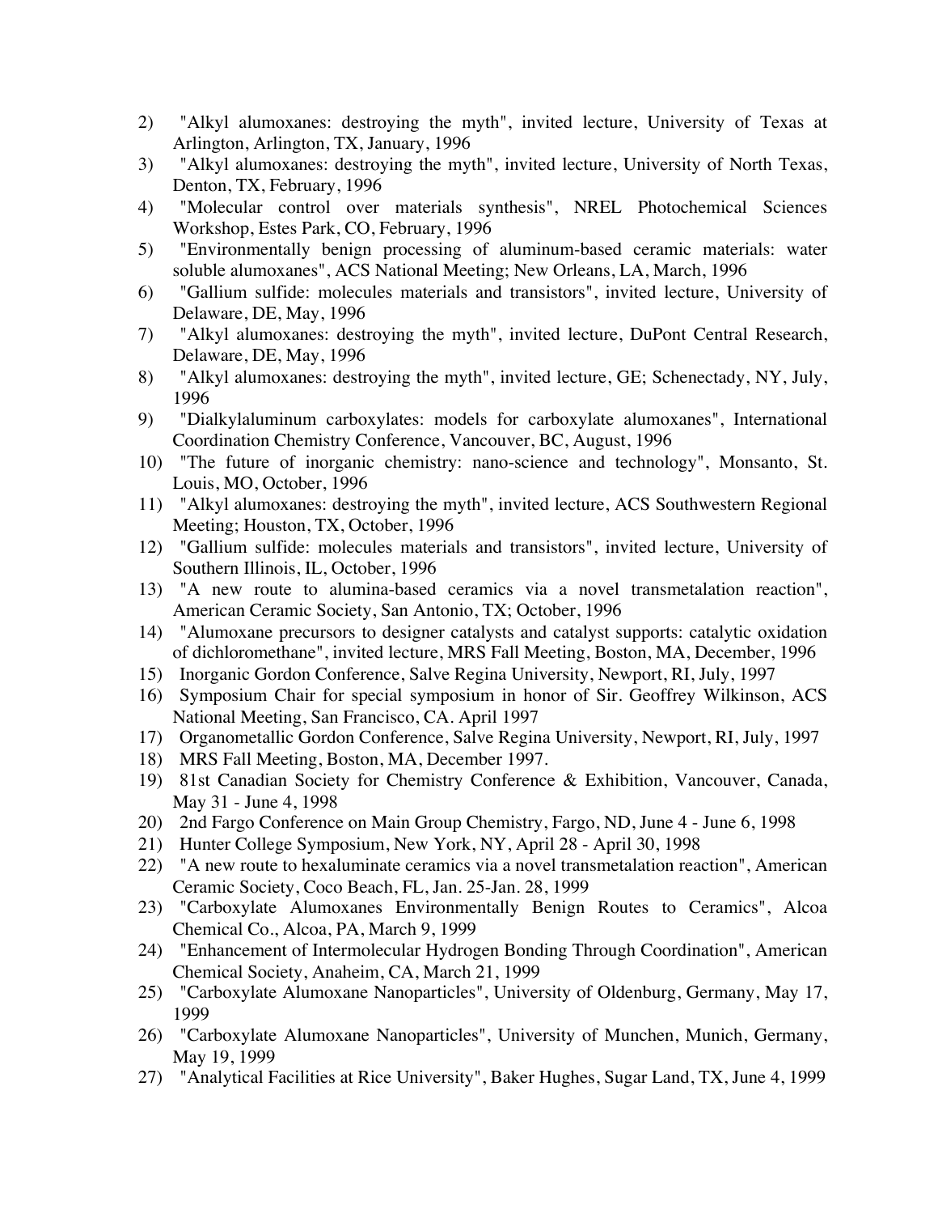2) "Alkyl alumoxanes: destroying the myth", invited lecture, University of Texas at Arlington, Arlington, TX, January, 1996
3) "Alkyl alumoxanes: destroying the myth", invited lecture, University of North Texas, Denton, TX, February, 1996
4) "Molecular control over materials synthesis", NREL Photochemical Sciences Workshop, Estes Park, CO, February, 1996
5) "Environmentally benign processing of aluminum-based ceramic materials: water soluble alumoxanes", ACS National Meeting; New Orleans, LA, March, 1996
6) "Gallium sulfide: molecules materials and transistors", invited lecture, University of Delaware, DE, May, 1996
7) "Alkyl alumoxanes: destroying the myth", invited lecture, DuPont Central Research, Delaware, DE, May, 1996
8) "Alkyl alumoxanes: destroying the myth", invited lecture, GE; Schenectady, NY, July, 1996
9) "Dialkylaluminum carboxylates: models for carboxylate alumoxanes", International Coordination Chemistry Conference, Vancouver, BC, August, 1996
10) "The future of inorganic chemistry: nano-science and technology", Monsanto, St. Louis, MO, October, 1996
11) "Alkyl alumoxanes: destroying the myth", invited lecture, ACS Southwestern Regional Meeting; Houston, TX, October, 1996
12) "Gallium sulfide: molecules materials and transistors", invited lecture, University of Southern Illinois, IL, October, 1996
13) "A new route to alumina-based ceramics via a novel transmetalation reaction", American Ceramic Society, San Antonio, TX; October, 1996
14) "Alumoxane precursors to designer catalysts and catalyst supports: catalytic oxidation of dichloromethane", invited lecture, MRS Fall Meeting, Boston, MA, December, 1996
15) Inorganic Gordon Conference, Salve Regina University, Newport, RI, July, 1997
16) Symposium Chair for special symposium in honor of Sir. Geoffrey Wilkinson, ACS National Meeting, San Francisco, CA. April 1997
17) Organometallic Gordon Conference, Salve Regina University, Newport, RI, July, 1997
18) MRS Fall Meeting, Boston, MA, December 1997.
19) 81st Canadian Society for Chemistry Conference & Exhibition, Vancouver, Canada, May 31 - June 4, 1998
20) 2nd Fargo Conference on Main Group Chemistry, Fargo, ND, June 4 - June 6, 1998
21) Hunter College Symposium, New York, NY, April 28 - April 30, 1998
22) "A new route to hexaluminate ceramics via a novel transmetalation reaction", American Ceramic Society, Coco Beach, FL, Jan. 25-Jan. 28, 1999
23) "Carboxylate Alumoxanes Environmentally Benign Routes to Ceramics", Alcoa Chemical Co., Alcoa, PA, March 9, 1999
24) "Enhancement of Intermolecular Hydrogen Bonding Through Coordination", American Chemical Society, Anaheim, CA, March 21, 1999
25) "Carboxylate Alumoxane Nanoparticles", University of Oldenburg, Germany, May 17, 1999
26) "Carboxylate Alumoxane Nanoparticles", University of Munchen, Munich, Germany, May 19, 1999
27) "Analytical Facilities at Rice University", Baker Hughes, Sugar Land, TX, June 4, 1999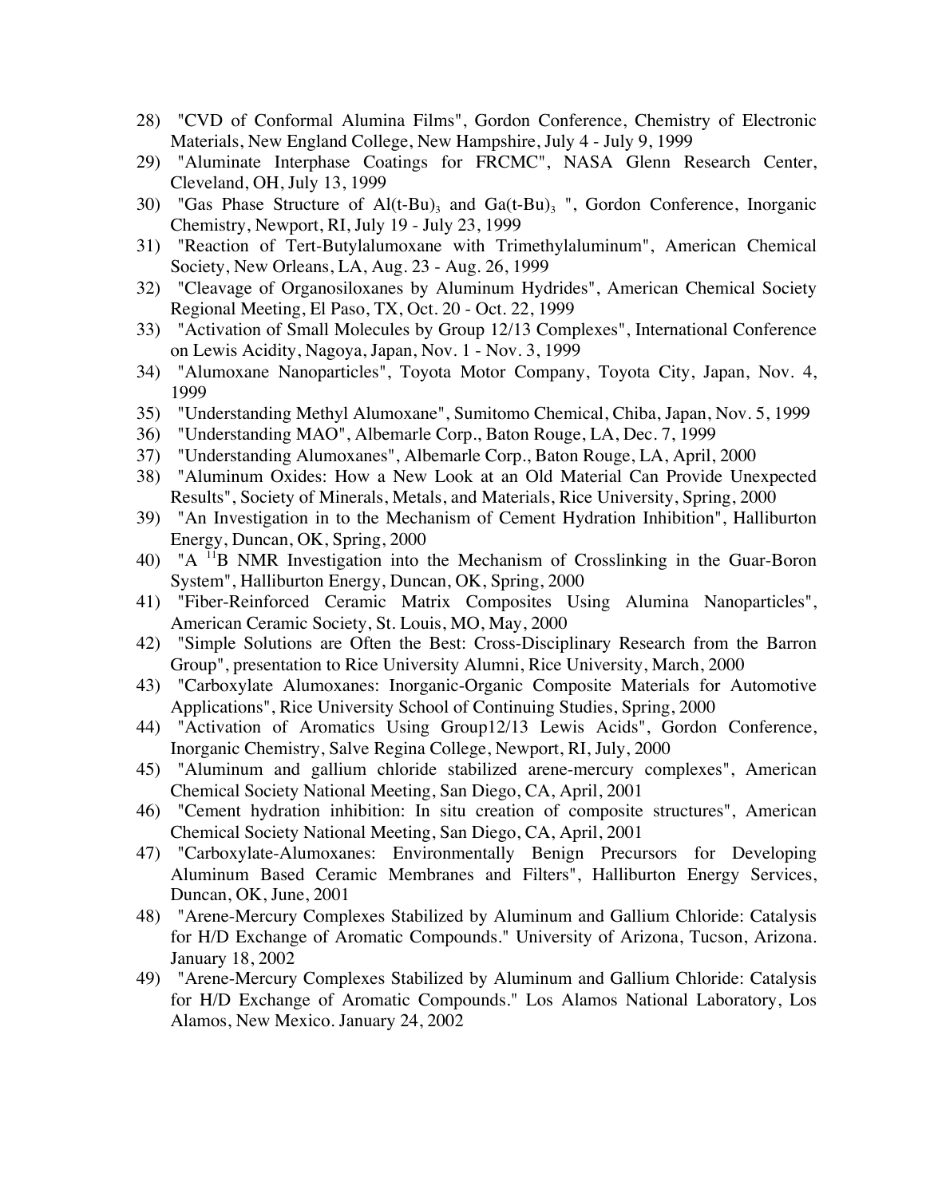28) "CVD of Conformal Alumina Films", Gordon Conference, Chemistry of Electronic Materials, New England College, New Hampshire, July 4 - July 9, 1999
29) "Aluminate Interphase Coatings for FRCMC", NASA Glenn Research Center, Cleveland, OH, July 13, 1999
30) "Gas Phase Structure of $Al(t\text{-}Bu)_3$ and $Ga(t\text{-}Bu)_3$ ", Gordon Conference, Inorganic Chemistry, Newport, RI, July 19 - July 23, 1999
31) "Reaction of Tert-Butylalumoxane with Trimethylaluminum", American Chemical Society, New Orleans, LA, Aug. 23 - Aug. 26, 1999
32) "Cleavage of Organosiloxanes by Aluminum Hydrides", American Chemical Society Regional Meeting, El Paso, TX, Oct. 20 - Oct. 22, 1999
33) "Activation of Small Molecules by Group 12/13 Complexes", International Conference on Lewis Acidity, Nagoya, Japan, Nov. 1 - Nov. 3, 1999
34) "Alumoxane Nanoparticles", Toyota Motor Company, Toyota City, Japan, Nov. 4, 1999
35) "Understanding Methyl Alumoxane", Sumitomo Chemical, Chiba, Japan, Nov. 5, 1999
36) "Understanding MAO", Albemarle Corp., Baton Rouge, LA, Dec. 7, 1999
37) "Understanding Alumoxanes", Albemarle Corp., Baton Rouge, LA, April, 2000
38) "Aluminum Oxides: How a New Look at an Old Material Can Provide Unexpected Results", Society of Minerals, Metals, and Materials, Rice University, Spring, 2000
39) "An Investigation in to the Mechanism of Cement Hydration Inhibition", Halliburton Energy, Duncan, OK, Spring, 2000
40) "A $^{11}B$ NMR Investigation into the Mechanism of Crosslinking in the Guar-Boron System", Halliburton Energy, Duncan, OK, Spring, 2000
41) "Fiber-Reinforced Ceramic Matrix Composites Using Alumina Nanoparticles", American Ceramic Society, St. Louis, MO, May, 2000
42) "Simple Solutions are Often the Best: Cross-Disciplinary Research from the Barron Group", presentation to Rice University Alumni, Rice University, March, 2000
43) "Carboxylate Alumoxanes: Inorganic-Organic Composite Materials for Automotive Applications", Rice University School of Continuing Studies, Spring, 2000
44) "Activation of Aromatics Using Group12/13 Lewis Acids", Gordon Conference, Inorganic Chemistry, Salve Regina College, Newport, RI, July, 2000
45) "Aluminum and gallium chloride stabilized arene-mercury complexes", American Chemical Society National Meeting, San Diego, CA, April, 2001
46) "Cement hydration inhibition: In situ creation of composite structures", American Chemical Society National Meeting, San Diego, CA, April, 2001
47) "Carboxylate-Alumoxanes: Environmentally Benign Precursors for Developing Aluminum Based Ceramic Membranes and Filters", Halliburton Energy Services, Duncan, OK, June, 2001
48) "Arene-Mercury Complexes Stabilized by Aluminum and Gallium Chloride: Catalysis for H/D Exchange of Aromatic Compounds." University of Arizona, Tucson, Arizona. January 18, 2002
49) "Arene-Mercury Complexes Stabilized by Aluminum and Gallium Chloride: Catalysis for H/D Exchange of Aromatic Compounds." Los Alamos National Laboratory, Los Alamos, New Mexico. January 24, 2002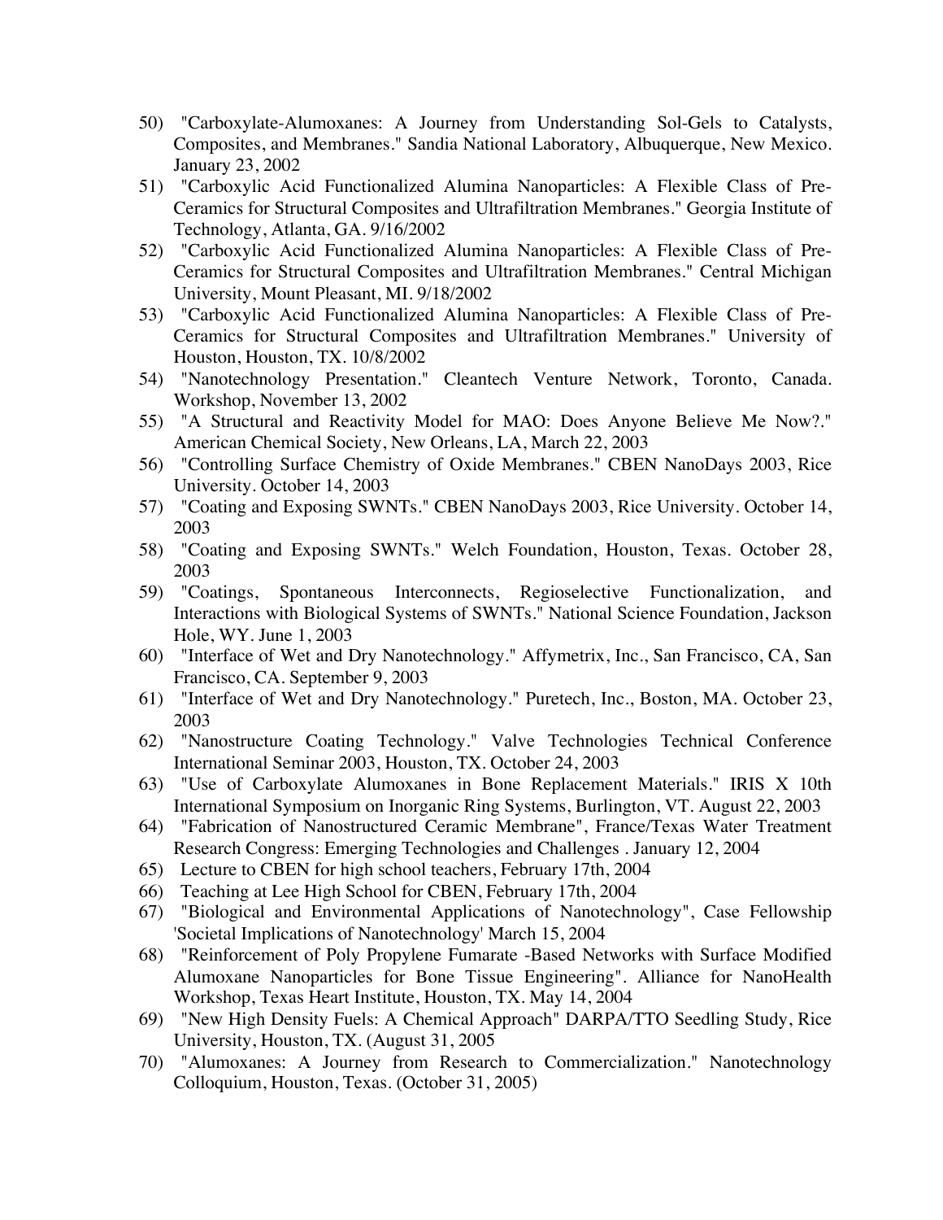50) "Carboxylate-Alumoxanes: A Journey from Understanding Sol-Gels to Catalysts, Composites, and Membranes." Sandia National Laboratory, Albuquerque, New Mexico. January 23, 2002
51) "Carboxylic Acid Functionalized Alumina Nanoparticles: A Flexible Class of Pre-Ceramics for Structural Composites and Ultrafiltration Membranes." Georgia Institute of Technology, Atlanta, GA. 9/16/2002
52) "Carboxylic Acid Functionalized Alumina Nanoparticles: A Flexible Class of Pre-Ceramics for Structural Composites and Ultrafiltration Membranes." Central Michigan University, Mount Pleasant, MI. 9/18/2002
53) "Carboxylic Acid Functionalized Alumina Nanoparticles: A Flexible Class of Pre-Ceramics for Structural Composites and Ultrafiltration Membranes." University of Houston, Houston, TX. 10/8/2002
54) "Nanotechnology Presentation." Cleantech Venture Network, Toronto, Canada. Workshop, November 13, 2002
55) "A Structural and Reactivity Model for MAO: Does Anyone Believe Me Now?." American Chemical Society, New Orleans, LA, March 22, 2003
56) "Controlling Surface Chemistry of Oxide Membranes." CBEN NanoDays 2003, Rice University. October 14, 2003
57) "Coating and Exposing SWNTs." CBEN NanoDays 2003, Rice University. October 14, 2003
58) "Coating and Exposing SWNTs." Welch Foundation, Houston, Texas. October 28, 2003
59) "Coatings, Spontaneous Interconnects, Regioselective Functionalization, and Interactions with Biological Systems of SWNTs." National Science Foundation, Jackson Hole, WY. June 1, 2003
60) "Interface of Wet and Dry Nanotechnology." Affymetrix, Inc., San Francisco, CA, San Francisco, CA. September 9, 2003
61) "Interface of Wet and Dry Nanotechnology." Puretech, Inc., Boston, MA. October 23, 2003
62) "Nanostructure Coating Technology." Valve Technologies Technical Conference International Seminar 2003, Houston, TX. October 24, 2003
63) "Use of Carboxylate Alumoxanes in Bone Replacement Materials." IRIS X 10th International Symposium on Inorganic Ring Systems, Burlington, VT. August 22, 2003
64) "Fabrication of Nanostructured Ceramic Membrane", France/Texas Water Treatment Research Congress: Emerging Technologies and Challenges . January 12, 2004
65) Lecture to CBEN for high school teachers, February 17th, 2004
66) Teaching at Lee High School for CBEN, February 17th, 2004
67) "Biological and Environmental Applications of Nanotechnology", Case Fellowship 'Societal Implications of Nanotechnology' March 15, 2004
68) "Reinforcement of Poly Propylene Fumarate -Based Networks with Surface Modified Alumoxane Nanoparticles for Bone Tissue Engineering". Alliance for NanoHealth Workshop, Texas Heart Institute, Houston, TX. May 14, 2004
69) "New High Density Fuels: A Chemical Approach" DARPA/TTO Seedling Study, Rice University, Houston, TX. (August 31, 2005
70) "Alumoxanes: A Journey from Research to Commercialization." Nanotechnology Colloquium, Houston, Texas. (October 31, 2005)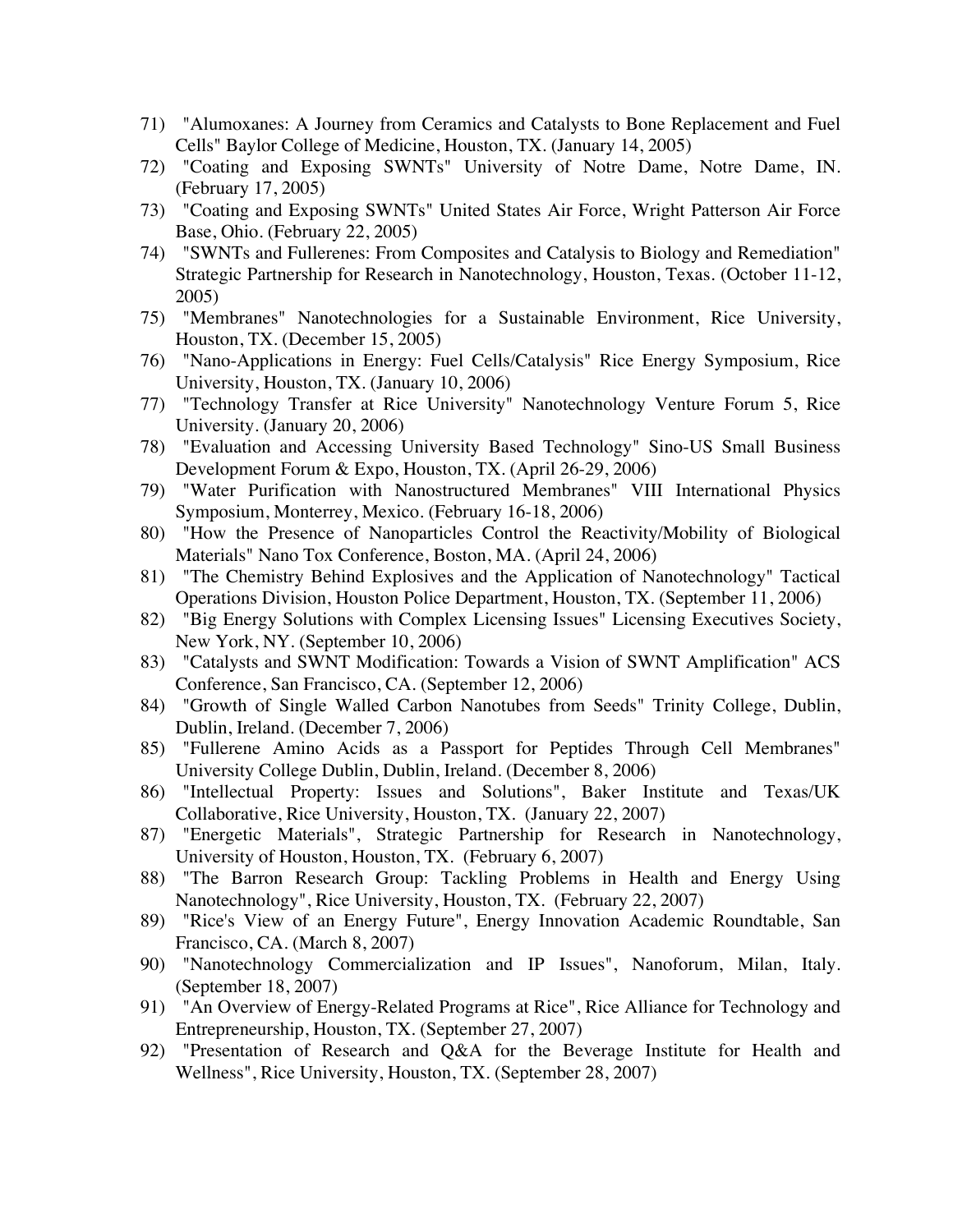71) "Alumoxanes: A Journey from Ceramics and Catalysts to Bone Replacement and Fuel Cells" Baylor College of Medicine, Houston, TX. (January 14, 2005)
72) "Coating and Exposing SWNTs" University of Notre Dame, Notre Dame, IN. (February 17, 2005)
73) "Coating and Exposing SWNTs" United States Air Force, Wright Patterson Air Force Base, Ohio. (February 22, 2005)
74) "SWNTs and Fullerenes: From Composites and Catalysis to Biology and Remediation" Strategic Partnership for Research in Nanotechnology, Houston, Texas. (October 11-12, 2005)
75) "Membranes" Nanotechnologies for a Sustainable Environment, Rice University, Houston, TX. (December 15, 2005)
76) "Nano-Applications in Energy: Fuel Cells/Catalysis" Rice Energy Symposium, Rice University, Houston, TX. (January 10, 2006)
77) "Technology Transfer at Rice University" Nanotechnology Venture Forum 5, Rice University. (January 20, 2006)
78) "Evaluation and Accessing University Based Technology" Sino-US Small Business Development Forum & Expo, Houston, TX. (April 26-29, 2006)
79) "Water Purification with Nanostructured Membranes" VIII International Physics Symposium, Monterrey, Mexico. (February 16-18, 2006)
80) "How the Presence of Nanoparticles Control the Reactivity/Mobility of Biological Materials" Nano Tox Conference, Boston, MA. (April 24, 2006)
81) "The Chemistry Behind Explosives and the Application of Nanotechnology" Tactical Operations Division, Houston Police Department, Houston, TX. (September 11, 2006)
82) "Big Energy Solutions with Complex Licensing Issues" Licensing Executives Society, New York, NY. (September 10, 2006)
83) "Catalysts and SWNT Modification: Towards a Vision of SWNT Amplification" ACS Conference, San Francisco, CA. (September 12, 2006)
84) "Growth of Single Walled Carbon Nanotubes from Seeds" Trinity College, Dublin, Dublin, Ireland. (December 7, 2006)
85) "Fullerene Amino Acids as a Passport for Peptides Through Cell Membranes" University College Dublin, Dublin, Ireland. (December 8, 2006)
86) "Intellectual Property: Issues and Solutions", Baker Institute and Texas/UK Collaborative, Rice University, Houston, TX. (January 22, 2007)
87) "Energetic Materials", Strategic Partnership for Research in Nanotechnology, University of Houston, Houston, TX. (February 6, 2007)
88) "The Barron Research Group: Tackling Problems in Health and Energy Using Nanotechnology", Rice University, Houston, TX. (February 22, 2007)
89) "Rice's View of an Energy Future", Energy Innovation Academic Roundtable, San Francisco, CA. (March 8, 2007)
90) "Nanotechnology Commercialization and IP Issues", Nanoforum, Milan, Italy. (September 18, 2007)
91) "An Overview of Energy-Related Programs at Rice", Rice Alliance for Technology and Entrepreneurship, Houston, TX. (September 27, 2007)
92) "Presentation of Research and Q&A for the Beverage Institute for Health and Wellness", Rice University, Houston, TX. (September 28, 2007)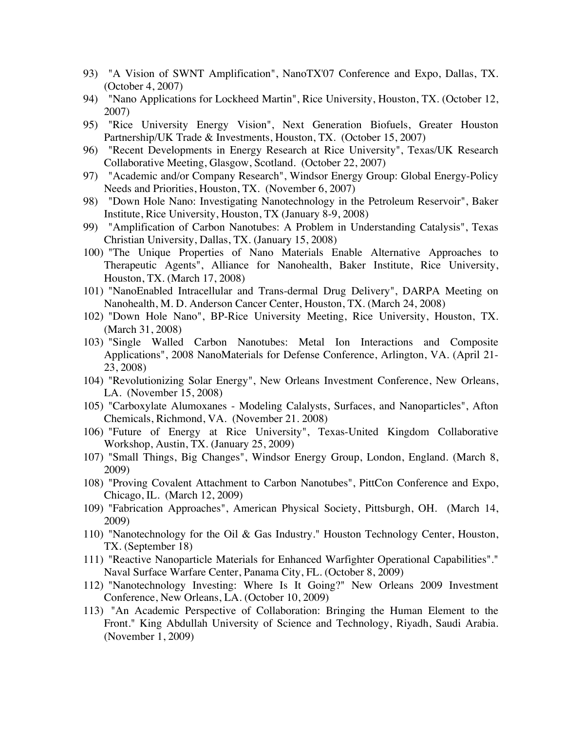93) "A Vision of SWNT Amplification", NanoTX'07 Conference and Expo, Dallas, TX. (October 4, 2007)
94) "Nano Applications for Lockheed Martin", Rice University, Houston, TX. (October 12, 2007)
95) "Rice University Energy Vision", Next Generation Biofuels, Greater Houston Partnership/UK Trade & Investments, Houston, TX. (October 15, 2007)
96) "Recent Developments in Energy Research at Rice University", Texas/UK Research Collaborative Meeting, Glasgow, Scotland. (October 22, 2007)
97) "Academic and/or Company Research", Windsor Energy Group: Global Energy-Policy Needs and Priorities, Houston, TX. (November 6, 2007)
98) "Down Hole Nano: Investigating Nanotechnology in the Petroleum Reservoir", Baker Institute, Rice University, Houston, TX (January 8-9, 2008)
99) "Amplification of Carbon Nanotubes: A Problem in Understanding Catalysis", Texas Christian University, Dallas, TX. (January 15, 2008)
100) "The Unique Properties of Nano Materials Enable Alternative Approaches to Therapeutic Agents", Alliance for Nanohealth, Baker Institute, Rice University, Houston, TX. (March 17, 2008)
101) "NanoEnabled Intracellular and Trans-dermal Drug Delivery", DARPA Meeting on Nanohealth, M. D. Anderson Cancer Center, Houston, TX. (March 24, 2008)
102) "Down Hole Nano", BP-Rice University Meeting, Rice University, Houston, TX. (March 31, 2008)
103) "Single Walled Carbon Nanotubes: Metal Ion Interactions and Composite Applications", 2008 NanoMaterials for Defense Conference, Arlington, VA. (April 21-23, 2008)
104) "Revolutionizing Solar Energy", New Orleans Investment Conference, New Orleans, LA. (November 15, 2008)
105) "Carboxylate Alumoxanes - Modeling Calalysts, Surfaces, and Nanoparticles", Afton Chemicals, Richmond, VA. (November 21. 2008)
106) "Future of Energy at Rice University", Texas-United Kingdom Collaborative Workshop, Austin, TX. (January 25, 2009)
107) "Small Things, Big Changes", Windsor Energy Group, London, England. (March 8, 2009)
108) "Proving Covalent Attachment to Carbon Nanotubes", PittCon Conference and Expo, Chicago, IL. (March 12, 2009)
109) "Fabrication Approaches", American Physical Society, Pittsburgh, OH. (March 14, 2009)
110) "Nanotechnology for the Oil & Gas Industry." Houston Technology Center, Houston, TX. (September 18)
111) "Reactive Nanoparticle Materials for Enhanced Warfighter Operational Capabilities"." Naval Surface Warfare Center, Panama City, FL. (October 8, 2009)
112) "Nanotechnology Investing: Where Is It Going?" New Orleans 2009 Investment Conference, New Orleans, LA. (October 10, 2009)
113) "An Academic Perspective of Collaboration: Bringing the Human Element to the Front." King Abdullah University of Science and Technology, Riyadh, Saudi Arabia. (November 1, 2009)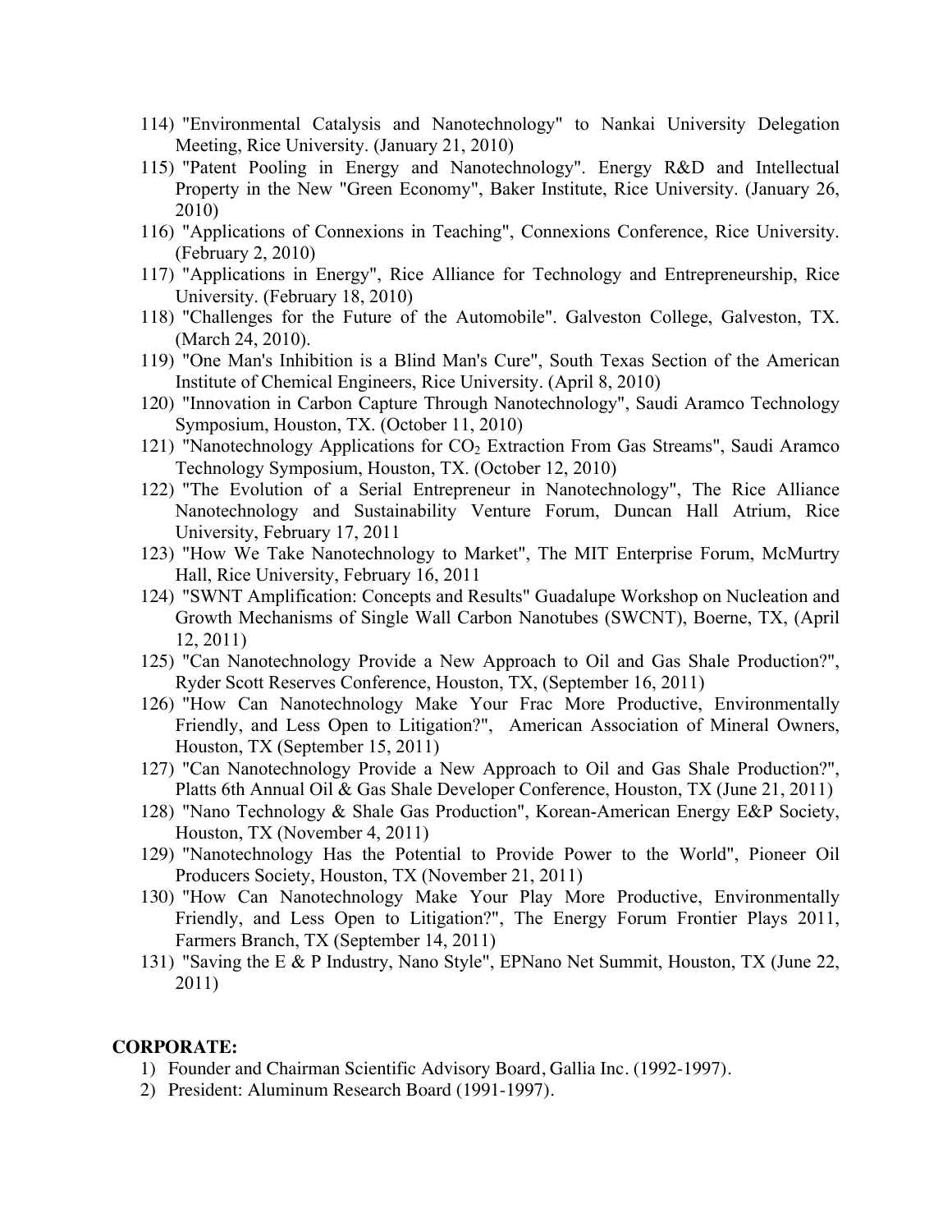114) "Environmental Catalysis and Nanotechnology" to Nankai University Delegation Meeting, Rice University. (January 21, 2010)

115) "Patent Pooling in Energy and Nanotechnology". Energy R&D and Intellectual Property in the New "Green Economy", Baker Institute, Rice University. (January 26, 2010)

116) "Applications of Connexions in Teaching", Connexions Conference, Rice University. (February 2, 2010)

117) "Applications in Energy", Rice Alliance for Technology and Entrepreneurship, Rice University. (February 18, 2010)

118) "Challenges for the Future of the Automobile". Galveston College, Galveston, TX. (March 24, 2010).

119) "One Man's Inhibition is a Blind Man's Cure", South Texas Section of the American Institute of Chemical Engineers, Rice University. (April 8, 2010)

120) "Innovation in Carbon Capture Through Nanotechnology", Saudi Aramco Technology Symposium, Houston, TX. (October 11, 2010)

121) "Nanotechnology Applications for $CO_2$ Extraction From Gas Streams", Saudi Aramco Technology Symposium, Houston, TX. (October 12, 2010)

122) "The Evolution of a Serial Entrepreneur in Nanotechnology", The Rice Alliance Nanotechnology and Sustainability Venture Forum, Duncan Hall Atrium, Rice University, February 17, 2011

123) "How We Take Nanotechnology to Market", The MIT Enterprise Forum, McMurtry Hall, Rice University, February 16, 2011

124) "SWNT Amplification: Concepts and Results" Guadalupe Workshop on Nucleation and Growth Mechanisms of Single Wall Carbon Nanotubes (SWCNT), Boerne, TX, (April 12, 2011)

125) "Can Nanotechnology Provide a New Approach to Oil and Gas Shale Production?", Ryder Scott Reserves Conference, Houston, TX, (September 16, 2011)

126) "How Can Nanotechnology Make Your Frac More Productive, Environmentally Friendly, and Less Open to Litigation?", American Association of Mineral Owners, Houston, TX (September 15, 2011)

127) "Can Nanotechnology Provide a New Approach to Oil and Gas Shale Production?", Platts 6th Annual Oil & Gas Shale Developer Conference, Houston, TX (June 21, 2011)

128) "Nano Technology & Shale Gas Production", Korean-American Energy E&P Society, Houston, TX (November 4, 2011)

129) "Nanotechnology Has the Potential to Provide Power to the World", Pioneer Oil Producers Society, Houston, TX (November 21, 2011)

130) "How Can Nanotechnology Make Your Play More Productive, Environmentally Friendly, and Less Open to Litigation?", The Energy Forum Frontier Plays 2011, Farmers Branch, TX (September 14, 2011)

131) "Saving the E & P Industry, Nano Style", EPNano Net Summit, Houston, TX (June 22, 2011)

**CORPORATE:**

1) Founder and Chairman Scientific Advisory Board, Gallia Inc. (1992-1997).
2) President: Aluminum Research Board (1991-1997).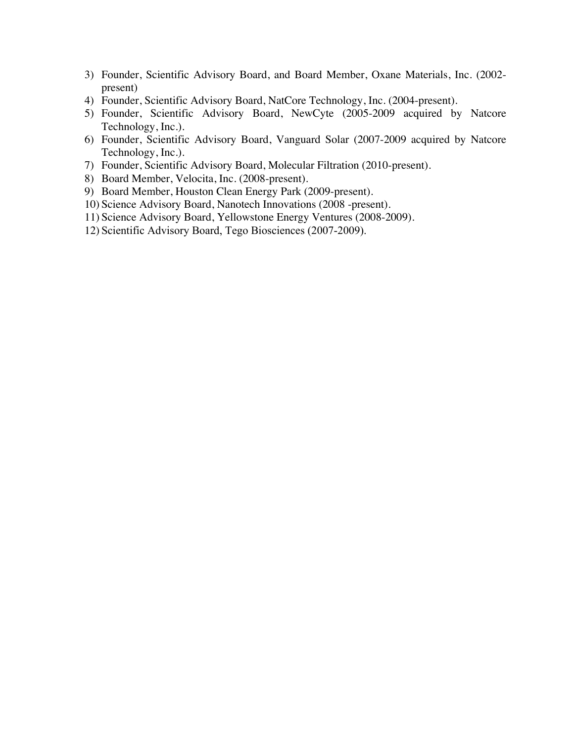3) Founder, Scientific Advisory Board, and Board Member, Oxane Materials, Inc. (2002-present)
4) Founder, Scientific Advisory Board, NatCore Technology, Inc. (2004-present).
5) Founder, Scientific Advisory Board, NewCyte (2005-2009 acquired by Natcore Technology, Inc.).
6) Founder, Scientific Advisory Board, Vanguard Solar (2007-2009 acquired by Natcore Technology, Inc.).
7) Founder, Scientific Advisory Board, Molecular Filtration (2010-present).
8) Board Member, Velocita, Inc. (2008-present).
9) Board Member, Houston Clean Energy Park (2009-present).
10) Science Advisory Board, Nanotech Innovations (2008 -present).
11) Science Advisory Board, Yellowstone Energy Ventures (2008-2009).
12) Scientific Advisory Board, Tego Biosciences (2007-2009).